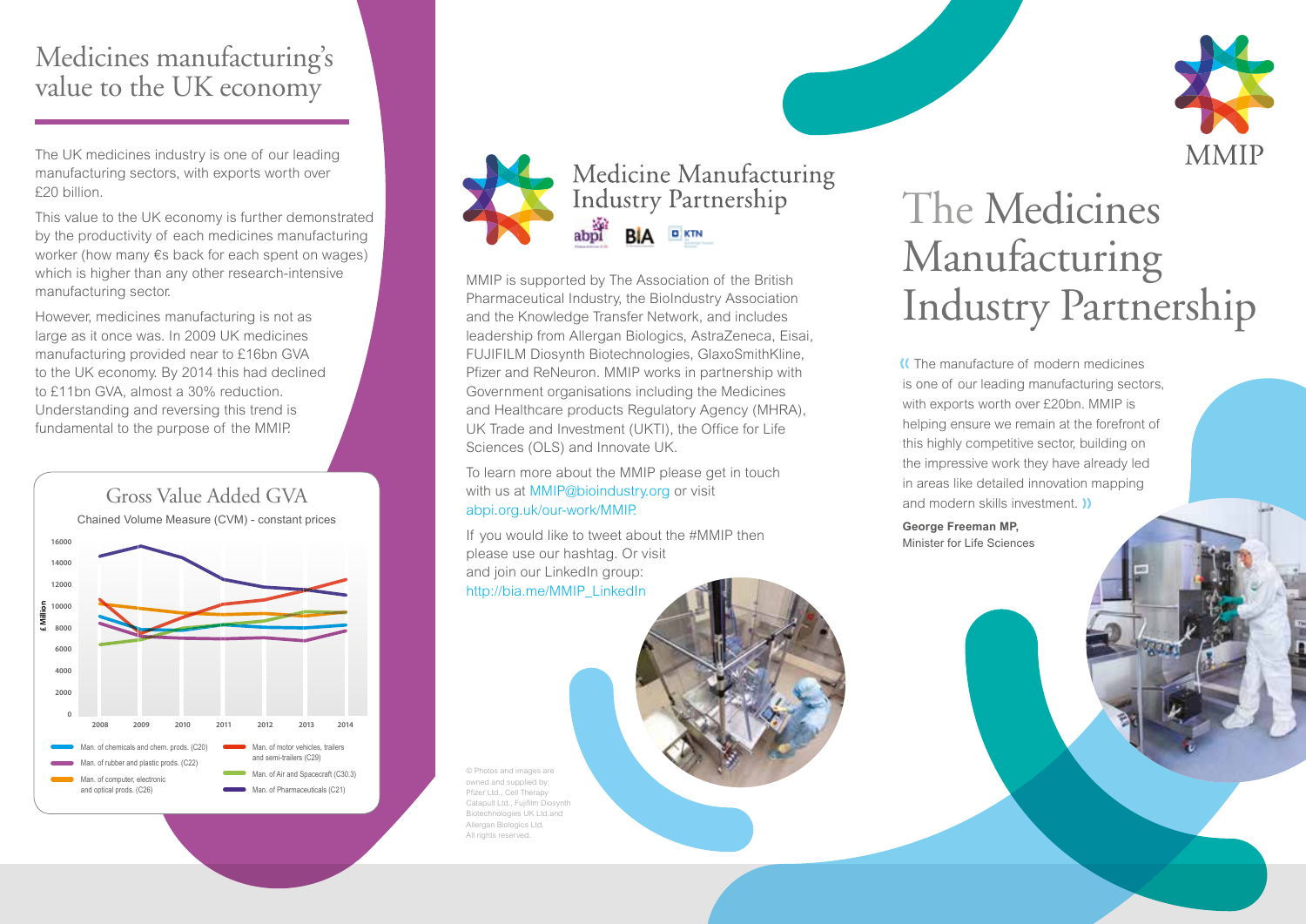# Medicines manufacturing's value to the UK economy

The UK medicines industry is one of our leading manufacturing sectors, with exports worth over £20 billion.

This value to the UK economy is further demonstrated by the productivity of each medicines manufacturing worker (how many €s back for each spent on wages) which is higher than any other research-intensive manufacturing sector.

However, medicines manufacturing is not as large as it once was. In 2009 UK medicines manufacturing provided near to £16bn GVA to the UK economy. By 2014 this had declined to £11bn GVA, almost a 30% reduction. Understanding and reversing this trend is fundamental to the purpose of the MMIP.

## Gross Value Added GVA

Chained Volume Measure (CVM) - constant prices

£ Million (0–16000), 2008–2014

- Man. of chemicals and chem. prods. (C20)
- Man. of rubber and plastic prods. (C22)
- Man. of computer, electronic and optical prods. (C26)
- Man. of motor vehicles, trailers and semi-trailers (C29)
- Man. of Air and Spacecraft (C30.3)
- Man. of Pharmaceuticals (C21)

## Medicine Manufacturing Industry Partnership

MMIP is supported by The Association of the British Pharmaceutical Industry, the BioIndustry Association and the Knowledge Transfer Network, and includes leadership from Allergan Biologics, AstraZeneca, Eisai, FUJIFILM Diosynth Biotechnologies, GlaxoSmithKline, Pfizer and ReNeuron. MMIP works in partnership with Government organisations including the Medicines and Healthcare products Regulatory Agency (MHRA), UK Trade and Investment (UKTI), the Office for Life Sciences (OLS) and Innovate UK.

To learn more about the MMIP please get in touch with us at MMIP@bioindustry.org or visit abpi.org.uk/our-work/MMIP.

If you would like to tweet about the #MMIP then please use our hashtag. Or visit and join our LinkedIn group: http://bia.me/MMIP_LinkedIn

© Photos and images are owned and supplied by: Pfizer Ltd., Cell Therapy Catapult Ltd., Fujifilm Diosynth Biotechnologies UK Ltd.and Allergan Biologics Ltd. All rights reserved.

# The Medicines Manufacturing Industry Partnership

“The manufacture of modern medicines is one of our leading manufacturing sectors, with exports worth over £20bn. MMIP is helping ensure we remain at the forefront of this highly competitive sector, building on the impressive work they have already led in areas like detailed innovation mapping and modern skills investment.”

**George Freeman MP,**
Minister for Life Sciences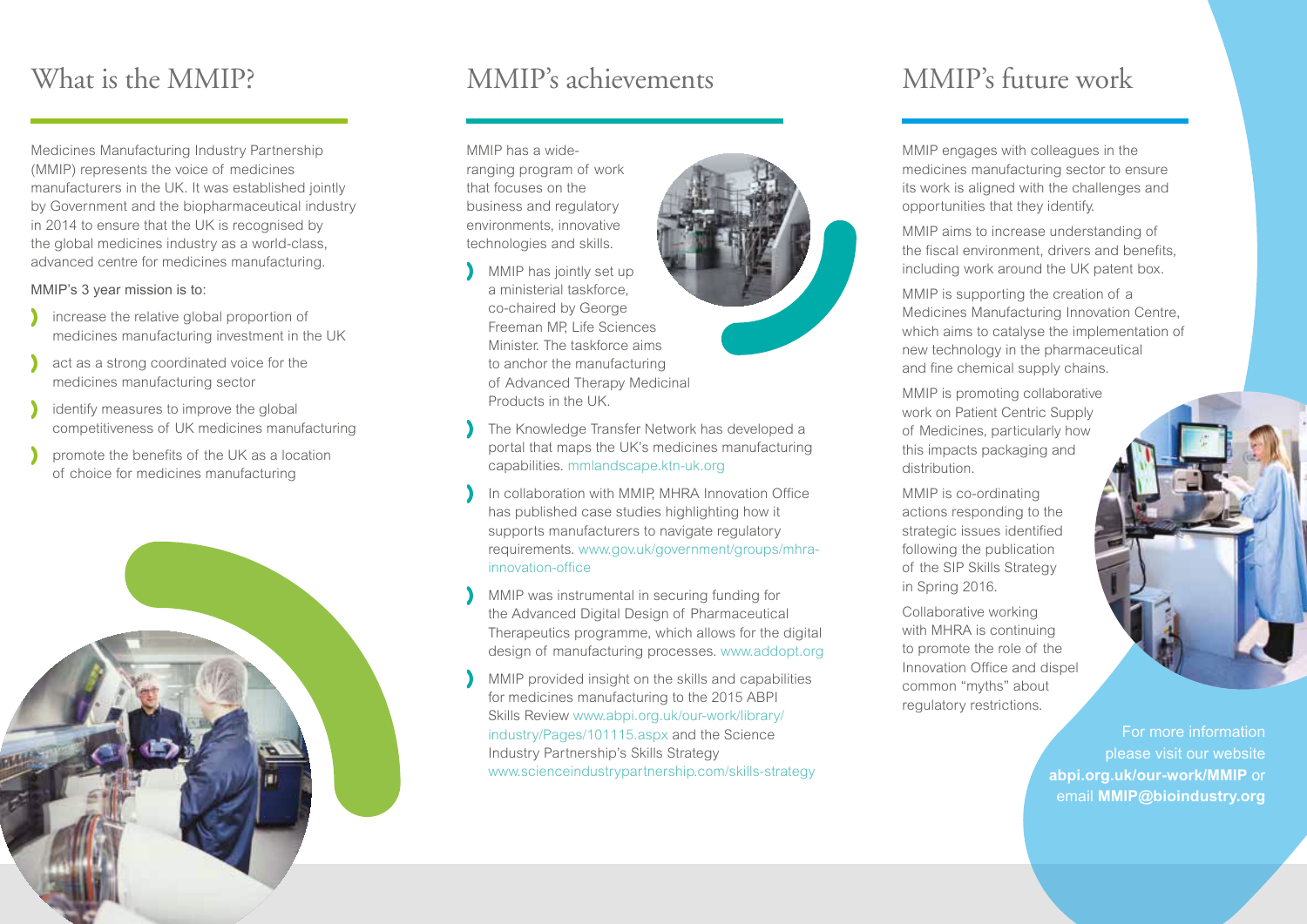## What is the MMIP?

Medicines Manufacturing Industry Partnership (MMIP) represents the voice of medicines manufacturers in the UK. It was established jointly by Government and the biopharmaceutical industry in 2014 to ensure that the UK is recognised by the global medicines industry as a world-class, advanced centre for medicines manufacturing.

MMIP's 3 year mission is to:

- increase the relative global proportion of medicines manufacturing investment in the UK
- act as a strong coordinated voice for the medicines manufacturing sector
- identify measures to improve the global competitiveness of UK medicines manufacturing
- promote the benefits of the UK as a location of choice for medicines manufacturing

## MMIP's achievements

MMIP has a wide-ranging program of work that focuses on the business and regulatory environments, innovative technologies and skills.

- MMIP has jointly set up a ministerial taskforce, co-chaired by George Freeman MP, Life Sciences Minister. The taskforce aims to anchor the manufacturing of Advanced Therapy Medicinal Products in the UK.
- The Knowledge Transfer Network has developed a portal that maps the UK's medicines manufacturing capabilities. mmlandscape.ktn-uk.org
- In collaboration with MMIP, MHRA Innovation Office has published case studies highlighting how it supports manufacturers to navigate regulatory requirements. www.gov.uk/government/groups/mhra-innovation-office
- MMIP was instrumental in securing funding for the Advanced Digital Design of Pharmaceutical Therapeutics programme, which allows for the digital design of manufacturing processes. www.addopt.org
- MMIP provided insight on the skills and capabilities for medicines manufacturing to the 2015 ABPI Skills Review www.abpi.org.uk/our-work/library/industry/Pages/101115.aspx and the Science Industry Partnership's Skills Strategy www.scienceindustrypartnership.com/skills-strategy

## MMIP's future work

MMIP engages with colleagues in the medicines manufacturing sector to ensure its work is aligned with the challenges and opportunities that they identify.

MMIP aims to increase understanding of the fiscal environment, drivers and benefits, including work around the UK patent box.

MMIP is supporting the creation of a Medicines Manufacturing Innovation Centre, which aims to catalyse the implementation of new technology in the pharmaceutical and fine chemical supply chains.

MMIP is promoting collaborative work on Patient Centric Supply of Medicines, particularly how this impacts packaging and distribution.

MMIP is co-ordinating actions responding to the strategic issues identified following the publication of the SIP Skills Strategy in Spring 2016.

Collaborative working with MHRA is continuing to promote the role of the Innovation Office and dispel common "myths" about regulatory restrictions.

For more information please visit our website **abpi.org.uk/our-work/MMIP** or email **MMIP@bioindustry.org**